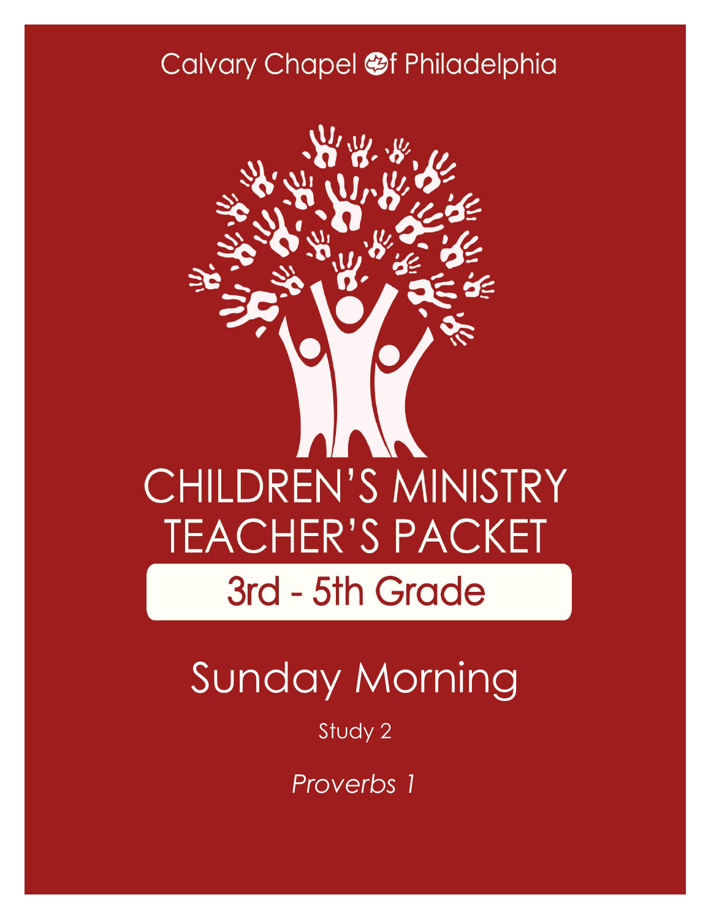Calvary Chapel of Philadelphia

# CHILDREN'S MINISTRY TEACHER'S PACKET

## 3rd - 5th Grade

# Sunday Morning

Study 2

*Proverbs 1*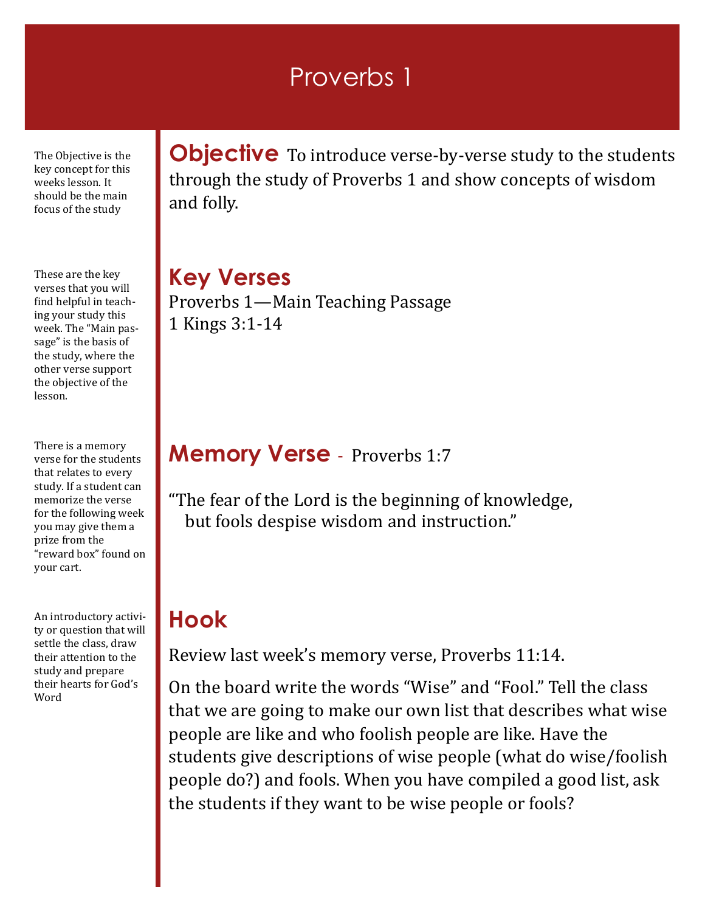# Proverbs 1

The Objective is the key concept for this weeks lesson. It should be the main focus of the study

## Objective

To introduce verse-by-verse study to the students through the study of Proverbs 1 and show concepts of wisdom and folly.

These are the key verses that you will find helpful in teaching your study this week. The "Main passage" is the basis of the study, where the other verse support the objective of the lesson.

## Key Verses

Proverbs 1—Main Teaching Passage
1 Kings 3:1-14

There is a memory verse for the students that relates to every study. If a student can memorize the verse for the following week you may give them a prize from the "reward box" found on your cart.

## Memory Verse - Proverbs 1:7

"The fear of the Lord is the beginning of knowledge,
but fools despise wisdom and instruction."

An introductory activity or question that will settle the class, draw their attention to the study and prepare their hearts for God's Word

## Hook

Review last week's memory verse, Proverbs 11:14.

On the board write the words "Wise" and "Fool." Tell the class that we are going to make our own list that describes what wise people are like and who foolish people are like. Have the students give descriptions of wise people (what do wise/foolish people do?) and fools. When you have compiled a good list, ask the students if they want to be wise people or fools?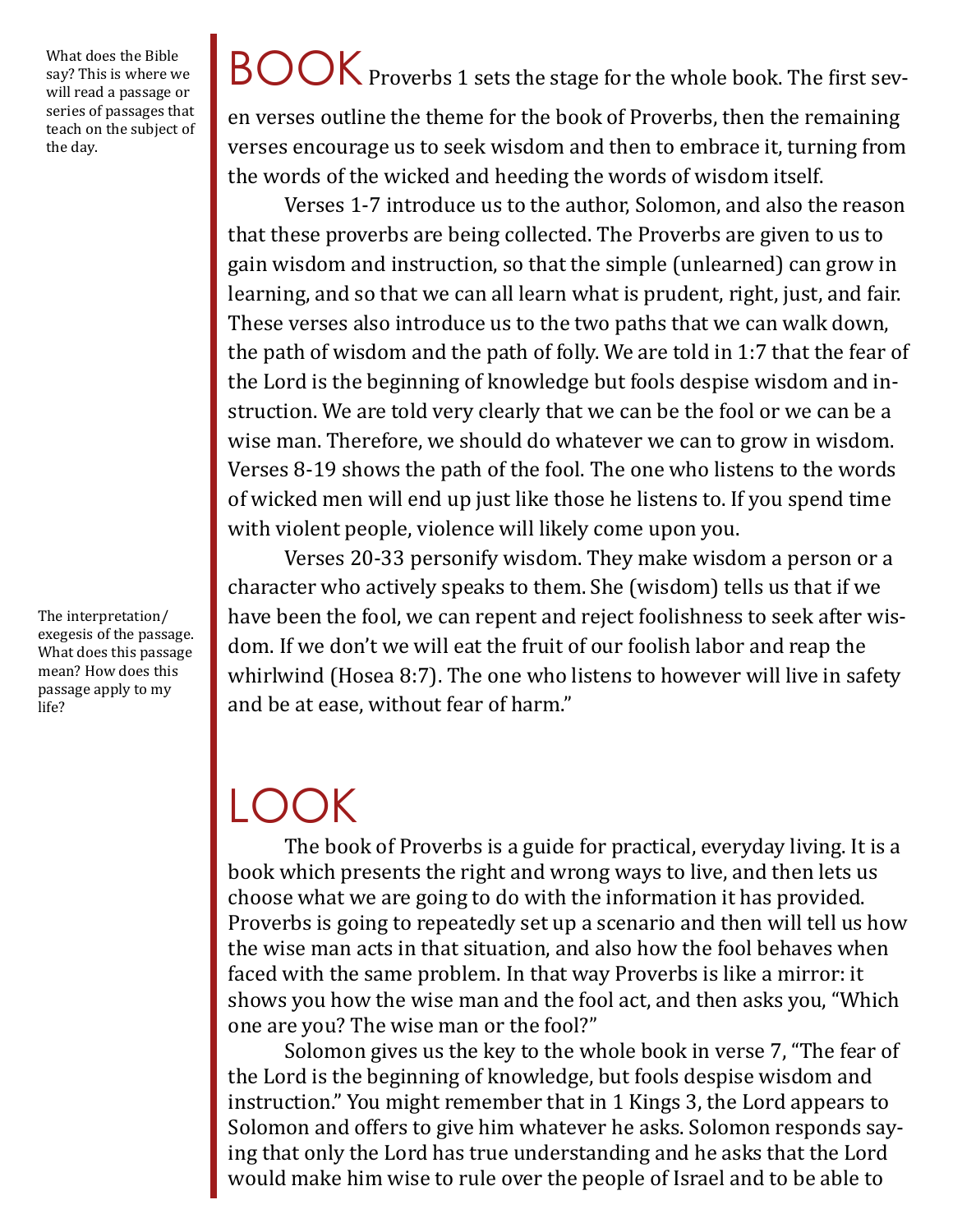What does the Bible say? This is where we will read a passage or series of passages that teach on the subject of the day.

# BOOK

Proverbs 1 sets the stage for the whole book. The first seven verses outline the theme for the book of Proverbs, then the remaining verses encourage us to seek wisdom and then to embrace it, turning from the words of the wicked and heeding the words of wisdom itself.

Verses 1-7 introduce us to the author, Solomon, and also the reason that these proverbs are being collected. The Proverbs are given to us to gain wisdom and instruction, so that the simple (unlearned) can grow in learning, and so that we can all learn what is prudent, right, just, and fair. These verses also introduce us to the two paths that we can walk down, the path of wisdom and the path of folly. We are told in 1:7 that the fear of the Lord is the beginning of knowledge but fools despise wisdom and instruction. We are told very clearly that we can be the fool or we can be a wise man. Therefore, we should do whatever we can to grow in wisdom. Verses 8-19 shows the path of the fool. The one who listens to the words of wicked men will end up just like those he listens to. If you spend time with violent people, violence will likely come upon you.

The interpretation/exegesis of the passage. What does this passage mean? How does this passage apply to my life?

Verses 20-33 personify wisdom. They make wisdom a person or a character who actively speaks to them. She (wisdom) tells us that if we have been the fool, we can repent and reject foolishness to seek after wisdom. If we don't we will eat the fruit of our foolish labor and reap the whirlwind (Hosea 8:7). The one who listens to however will live in safety and be at ease, without fear of harm."

# LOOK

The book of Proverbs is a guide for practical, everyday living. It is a book which presents the right and wrong ways to live, and then lets us choose what we are going to do with the information it has provided. Proverbs is going to repeatedly set up a scenario and then will tell us how the wise man acts in that situation, and also how the fool behaves when faced with the same problem. In that way Proverbs is like a mirror: it shows you how the wise man and the fool act, and then asks you, "Which one are you? The wise man or the fool?"

Solomon gives us the key to the whole book in verse 7, "The fear of the Lord is the beginning of knowledge, but fools despise wisdom and instruction." You might remember that in 1 Kings 3, the Lord appears to Solomon and offers to give him whatever he asks. Solomon responds saying that only the Lord has true understanding and he asks that the Lord would make him wise to rule over the people of Israel and to be able to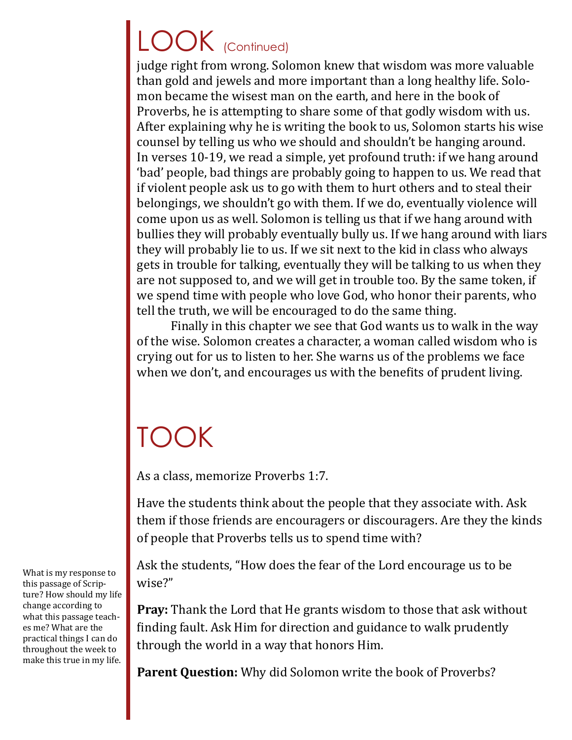# LOOK (Continued)

judge right from wrong. Solomon knew that wisdom was more valuable than gold and jewels and more important than a long healthy life. Solomon became the wisest man on the earth, and here in the book of Proverbs, he is attempting to share some of that godly wisdom with us. After explaining why he is writing the book to us, Solomon starts his wise counsel by telling us who we should and shouldn't be hanging around. In verses 10-19, we read a simple, yet profound truth: if we hang around 'bad' people, bad things are probably going to happen to us. We read that if violent people ask us to go with them to hurt others and to steal their belongings, we shouldn't go with them. If we do, eventually violence will come upon us as well. Solomon is telling us that if we hang around with bullies they will probably eventually bully us. If we hang around with liars they will probably lie to us. If we sit next to the kid in class who always gets in trouble for talking, eventually they will be talking to us when they are not supposed to, and we will get in trouble too. By the same token, if we spend time with people who love God, who honor their parents, who tell the truth, we will be encouraged to do the same thing.

Finally in this chapter we see that God wants us to walk in the way of the wise. Solomon creates a character, a woman called wisdom who is crying out for us to listen to her. She warns us of the problems we face when we don't, and encourages us with the benefits of prudent living.

# TOOK

As a class, memorize Proverbs 1:7.

Have the students think about the people that they associate with. Ask them if those friends are encouragers or discouragers. Are they the kinds of people that Proverbs tells us to spend time with?

Ask the students, "How does the fear of the Lord encourage us to be wise?"

**Pray:** Thank the Lord that He grants wisdom to those that ask without finding fault. Ask Him for direction and guidance to walk prudently through the world in a way that honors Him.

**Parent Question:** Why did Solomon write the book of Proverbs?

What is my response to this passage of Scripture? How should my life change according to what this passage teaches me? What are the practical things I can do throughout the week to make this true in my life.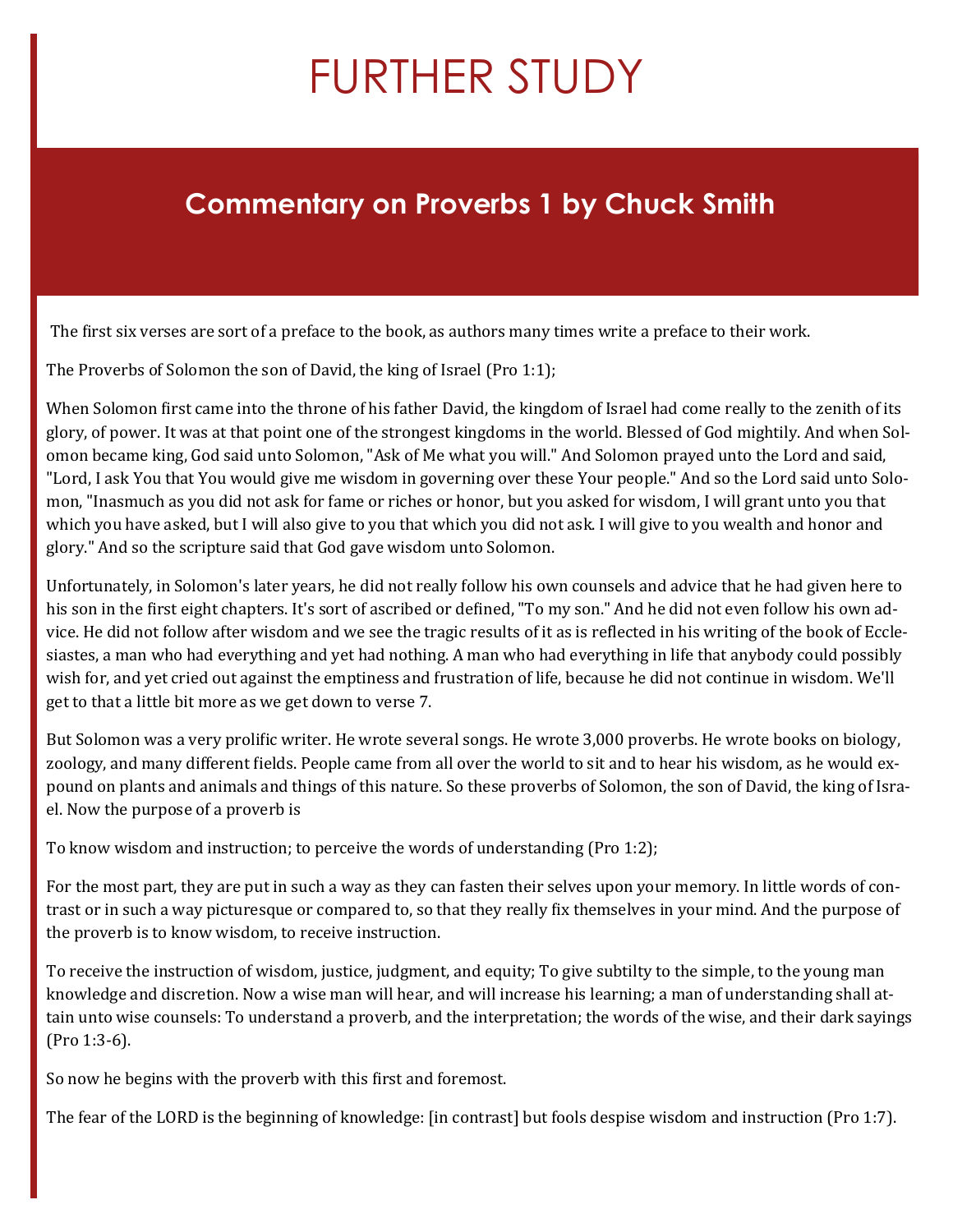# FURTHER STUDY

## Commentary on Proverbs 1 by Chuck Smith

The first six verses are sort of a preface to the book, as authors many times write a preface to their work.

The Proverbs of Solomon the son of David, the king of Israel (Pro 1:1);

When Solomon first came into the throne of his father David, the kingdom of Israel had come really to the zenith of its glory, of power. It was at that point one of the strongest kingdoms in the world. Blessed of God mightily. And when Solomon became king, God said unto Solomon, "Ask of Me what you will." And Solomon prayed unto the Lord and said, "Lord, I ask You that You would give me wisdom in governing over these Your people." And so the Lord said unto Solomon, "Inasmuch as you did not ask for fame or riches or honor, but you asked for wisdom, I will grant unto you that which you have asked, but I will also give to you that which you did not ask. I will give to you wealth and honor and glory." And so the scripture said that God gave wisdom unto Solomon.

Unfortunately, in Solomon's later years, he did not really follow his own counsels and advice that he had given here to his son in the first eight chapters. It's sort of ascribed or defined, "To my son." And he did not even follow his own advice. He did not follow after wisdom and we see the tragic results of it as is reflected in his writing of the book of Ecclesiastes, a man who had everything and yet had nothing. A man who had everything in life that anybody could possibly wish for, and yet cried out against the emptiness and frustration of life, because he did not continue in wisdom. We'll get to that a little bit more as we get down to verse 7.

But Solomon was a very prolific writer. He wrote several songs. He wrote 3,000 proverbs. He wrote books on biology, zoology, and many different fields. People came from all over the world to sit and to hear his wisdom, as he would expound on plants and animals and things of this nature. So these proverbs of Solomon, the son of David, the king of Israel. Now the purpose of a proverb is

To know wisdom and instruction; to perceive the words of understanding (Pro 1:2);

For the most part, they are put in such a way as they can fasten their selves upon your memory. In little words of contrast or in such a way picturesque or compared to, so that they really fix themselves in your mind. And the purpose of the proverb is to know wisdom, to receive instruction.

To receive the instruction of wisdom, justice, judgment, and equity; To give subtilty to the simple, to the young man knowledge and discretion. Now a wise man will hear, and will increase his learning; a man of understanding shall attain unto wise counsels: To understand a proverb, and the interpretation; the words of the wise, and their dark sayings (Pro 1:3-6).

So now he begins with the proverb with this first and foremost.

The fear of the LORD is the beginning of knowledge: [in contrast] but fools despise wisdom and instruction (Pro 1:7).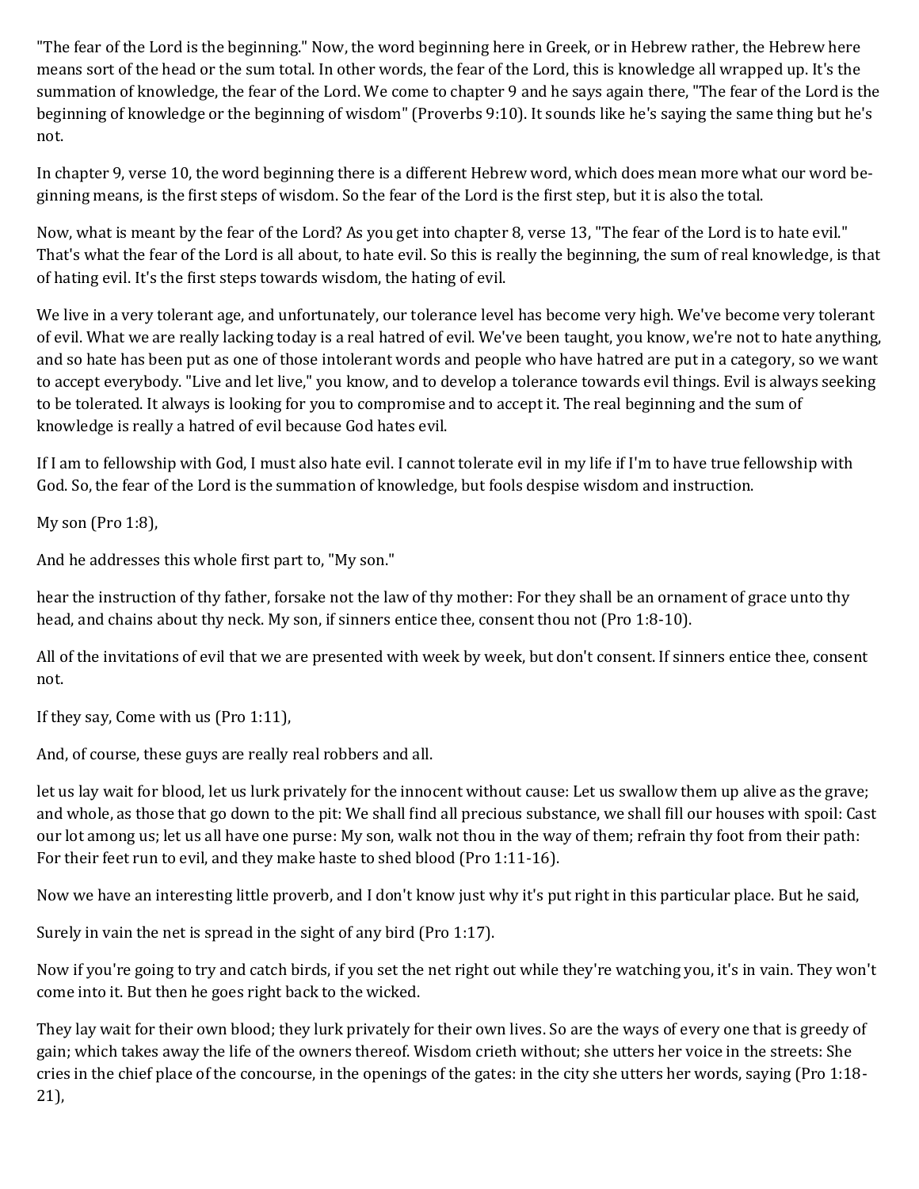"The fear of the Lord is the beginning." Now, the word beginning here in Greek, or in Hebrew rather, the Hebrew here means sort of the head or the sum total. In other words, the fear of the Lord, this is knowledge all wrapped up. It's the summation of knowledge, the fear of the Lord. We come to chapter 9 and he says again there, "The fear of the Lord is the beginning of knowledge or the beginning of wisdom" (Proverbs 9:10). It sounds like he's saying the same thing but he's not.

In chapter 9, verse 10, the word beginning there is a different Hebrew word, which does mean more what our word beginning means, is the first steps of wisdom. So the fear of the Lord is the first step, but it is also the total.

Now, what is meant by the fear of the Lord? As you get into chapter 8, verse 13, "The fear of the Lord is to hate evil." That's what the fear of the Lord is all about, to hate evil. So this is really the beginning, the sum of real knowledge, is that of hating evil. It's the first steps towards wisdom, the hating of evil.

We live in a very tolerant age, and unfortunately, our tolerance level has become very high. We've become very tolerant of evil. What we are really lacking today is a real hatred of evil. We've been taught, you know, we're not to hate anything, and so hate has been put as one of those intolerant words and people who have hatred are put in a category, so we want to accept everybody. "Live and let live," you know, and to develop a tolerance towards evil things. Evil is always seeking to be tolerated. It always is looking for you to compromise and to accept it. The real beginning and the sum of knowledge is really a hatred of evil because God hates evil.

If I am to fellowship with God, I must also hate evil. I cannot tolerate evil in my life if I'm to have true fellowship with God. So, the fear of the Lord is the summation of knowledge, but fools despise wisdom and instruction.

My son (Pro 1:8),

And he addresses this whole first part to, "My son."

hear the instruction of thy father, forsake not the law of thy mother: For they shall be an ornament of grace unto thy head, and chains about thy neck. My son, if sinners entice thee, consent thou not (Pro 1:8-10).

All of the invitations of evil that we are presented with week by week, but don't consent. If sinners entice thee, consent not.

If they say, Come with us (Pro 1:11),

And, of course, these guys are really real robbers and all.

let us lay wait for blood, let us lurk privately for the innocent without cause: Let us swallow them up alive as the grave; and whole, as those that go down to the pit: We shall find all precious substance, we shall fill our houses with spoil: Cast our lot among us; let us all have one purse: My son, walk not thou in the way of them; refrain thy foot from their path: For their feet run to evil, and they make haste to shed blood (Pro 1:11-16).

Now we have an interesting little proverb, and I don't know just why it's put right in this particular place. But he said,

Surely in vain the net is spread in the sight of any bird (Pro 1:17).

Now if you're going to try and catch birds, if you set the net right out while they're watching you, it's in vain. They won't come into it. But then he goes right back to the wicked.

They lay wait for their own blood; they lurk privately for their own lives. So are the ways of every one that is greedy of gain; which takes away the life of the owners thereof. Wisdom crieth without; she utters her voice in the streets: She cries in the chief place of the concourse, in the openings of the gates: in the city she utters her words, saying (Pro 1:18-21),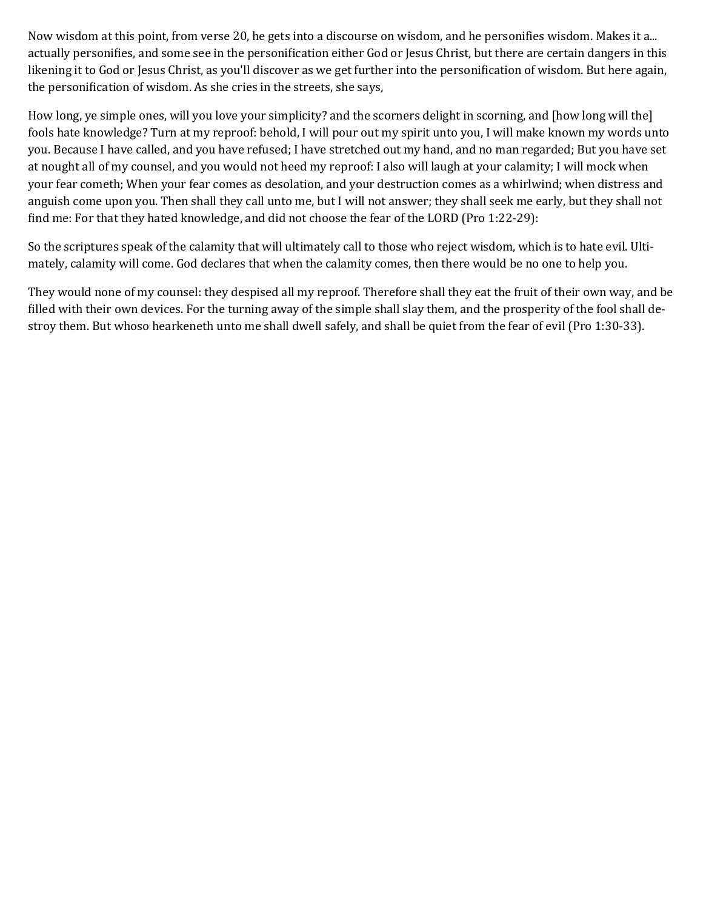Now wisdom at this point, from verse 20, he gets into a discourse on wisdom, and he personifies wisdom. Makes it a... actually personifies, and some see in the personification either God or Jesus Christ, but there are certain dangers in this likening it to God or Jesus Christ, as you'll discover as we get further into the personification of wisdom. But here again, the personification of wisdom. As she cries in the streets, she says,

How long, ye simple ones, will you love your simplicity? and the scorners delight in scorning, and [how long will the] fools hate knowledge? Turn at my reproof: behold, I will pour out my spirit unto you, I will make known my words unto you. Because I have called, and you have refused; I have stretched out my hand, and no man regarded; But you have set at nought all of my counsel, and you would not heed my reproof: I also will laugh at your calamity; I will mock when your fear cometh; When your fear comes as desolation, and your destruction comes as a whirlwind; when distress and anguish come upon you. Then shall they call unto me, but I will not answer; they shall seek me early, but they shall not find me: For that they hated knowledge, and did not choose the fear of the LORD (Pro 1:22-29):

So the scriptures speak of the calamity that will ultimately call to those who reject wisdom, which is to hate evil. Ultimately, calamity will come. God declares that when the calamity comes, then there would be no one to help you.

They would none of my counsel: they despised all my reproof. Therefore shall they eat the fruit of their own way, and be filled with their own devices. For the turning away of the simple shall slay them, and the prosperity of the fool shall destroy them. But whoso hearkeneth unto me shall dwell safely, and shall be quiet from the fear of evil (Pro 1:30-33).